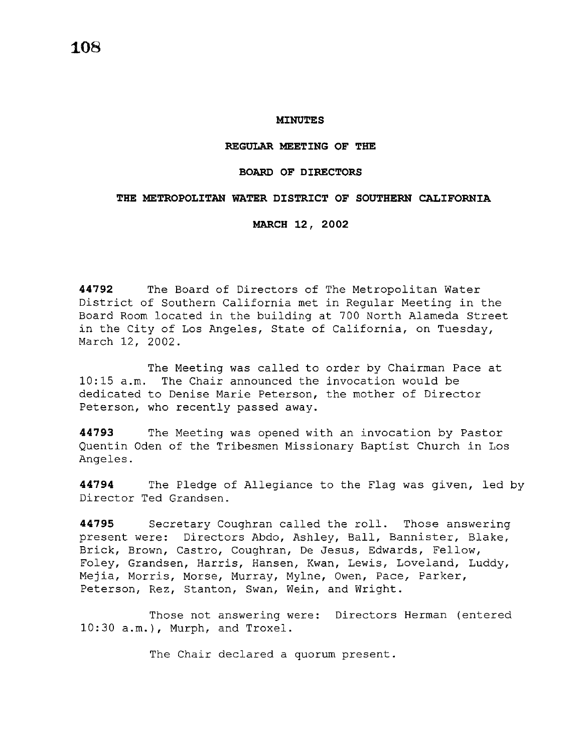# MINUTES

## REGULAR MEETING OF THE

## BOARD OF DIRECTORS

## THE METROPOLITAN WATER DISTRICT OF SOUTHERN CALIFORNIA

## MARCH 12, 2002

**44792** The Board of Directors of The Metropolitan Water District of Southern California met in Regular Meeting in the Board Room located in the building at 700 North Alameda Street in the City of Los Angeles, State of California, on Tuesday, March 12, 2002.

The Meeting was called to order by Chairman Pace at 10:15 a.m. The Chair announced the invocation would be dedicated to Denise Marie Peterson, the mother of Director Peterson, who recently passed away.

**44793** The Meeting was opened with an invocation by Pastor Quentin Oden of the Tribesmen Missionary Baptist Church in Los Angeles.

**44794** The Pledge of Allegiance to the Flag was given, led by Director Ted Grandsen.

**44795** Secretary Coughran called the roll. Those answering present were: Directors Abdo, Ashley, Ball, Bannister, Blake, Brick, Brown, Castro, Coughran, De Jesus, Edwards, Fellow, Foley, Grandsen, Harris, Hansen, Kwan, Lewis, Loveland, Luddy, Mejia, Morris, Morse, Murray, Mylne, Owen, Pace, Parker, Peterson, Rez, Stanton, Swan, Wein, and Wright.

Those not answering were: Directors Herman (entered 10:30 a.m.), Murph, and Troxel.

The Chair declared a quorum present.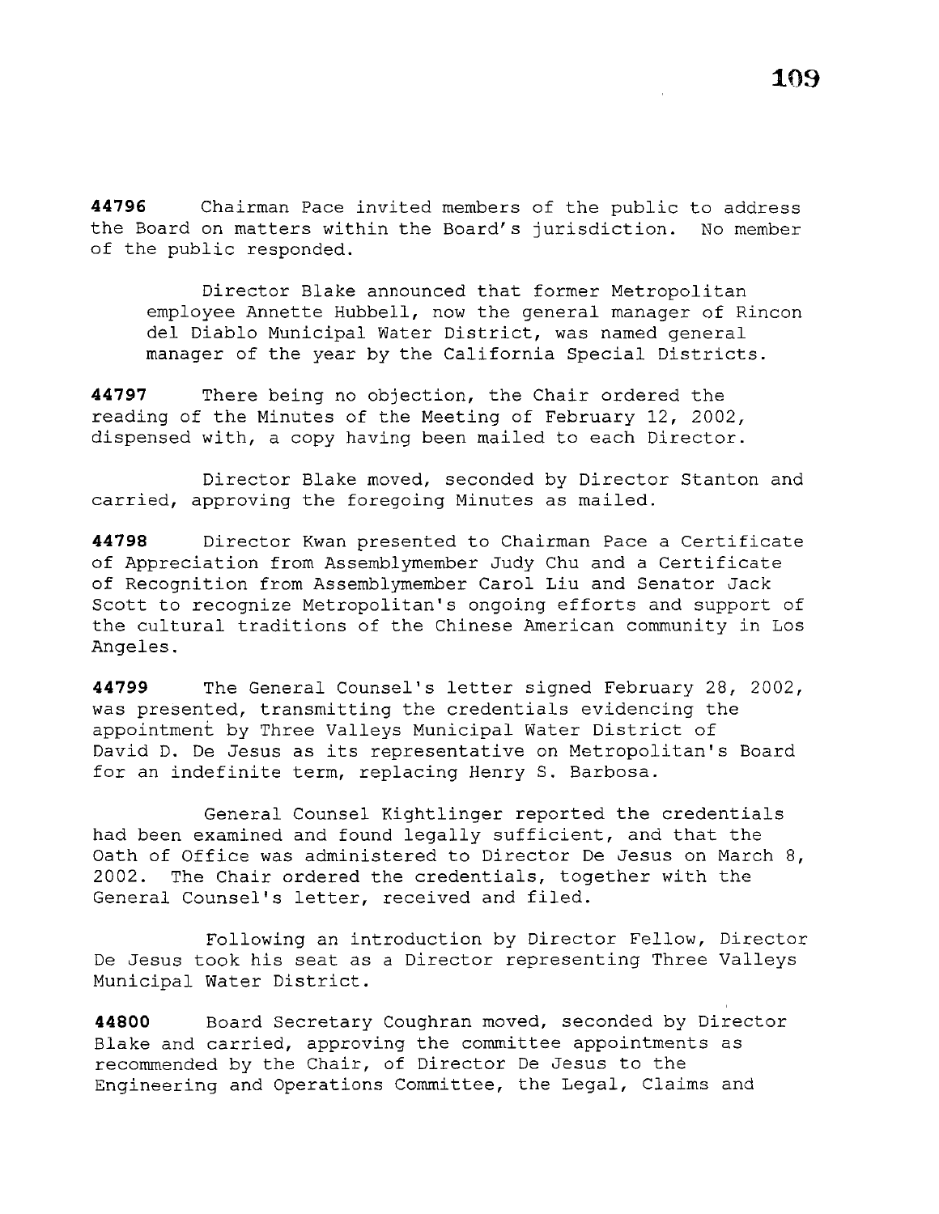**44796** Chairman Pace invited members of the public to address the Board on matters within the Board's jurisdiction. No member of the public responded.

Director Blake announced that former Metropolitan employee Annette Hubbell, now the general manager of Rincon del Diablo Municipal Water District, was named general manager of the year by the California Special Districts.

**44797** There being no objection, the Chair ordered the reading of the Minutes of the Meeting of February 12, 2002, dispensed with, a copy having been mailed to each Director.

Director Blake moved, seconded by Director Stanton and carried, approving the foregoing Minutes as mailed.

**44798** Director Kwan presented to Chairman Pace a Certificate of Appreciation from Assemblymember Judy Chu and a Certificate of Recognition from Assemblymember Carol Liu and Senator Jack Scott to recognize Metropolitan's ongoing efforts and support of the cultural traditions of the Chinese American community in Los Angeles.

**44799** The General Counsel's letter signed February 28, 2002, was presented, transmitting the credentials evidencing the appointment by Three Valleys Municipal Water District of David D. De Jesus as its representative on Metropolitan's Board for an indefinite term, replacing Henry S. Barbosa.

General Counsel Kightlinger reported the credentials had been examined and found legally sufficient, and that the Oath of Office was administered to Director De Jesus on March 8, 2002. The Chair ordered the credentials, together with the General Counsel's letter, received and filed.

Following an introduction by Director Fellow, Director De Jesus took his seat as a Director representing Three Valleys Municipal Water District.

**44800** Board Secretary Coughran moved, seconded by Director Blake and carried, approving the committee appointments as recommended by the Chair, of Director De Jesus to the Engineering and Operations Committee, the Legal, Claims and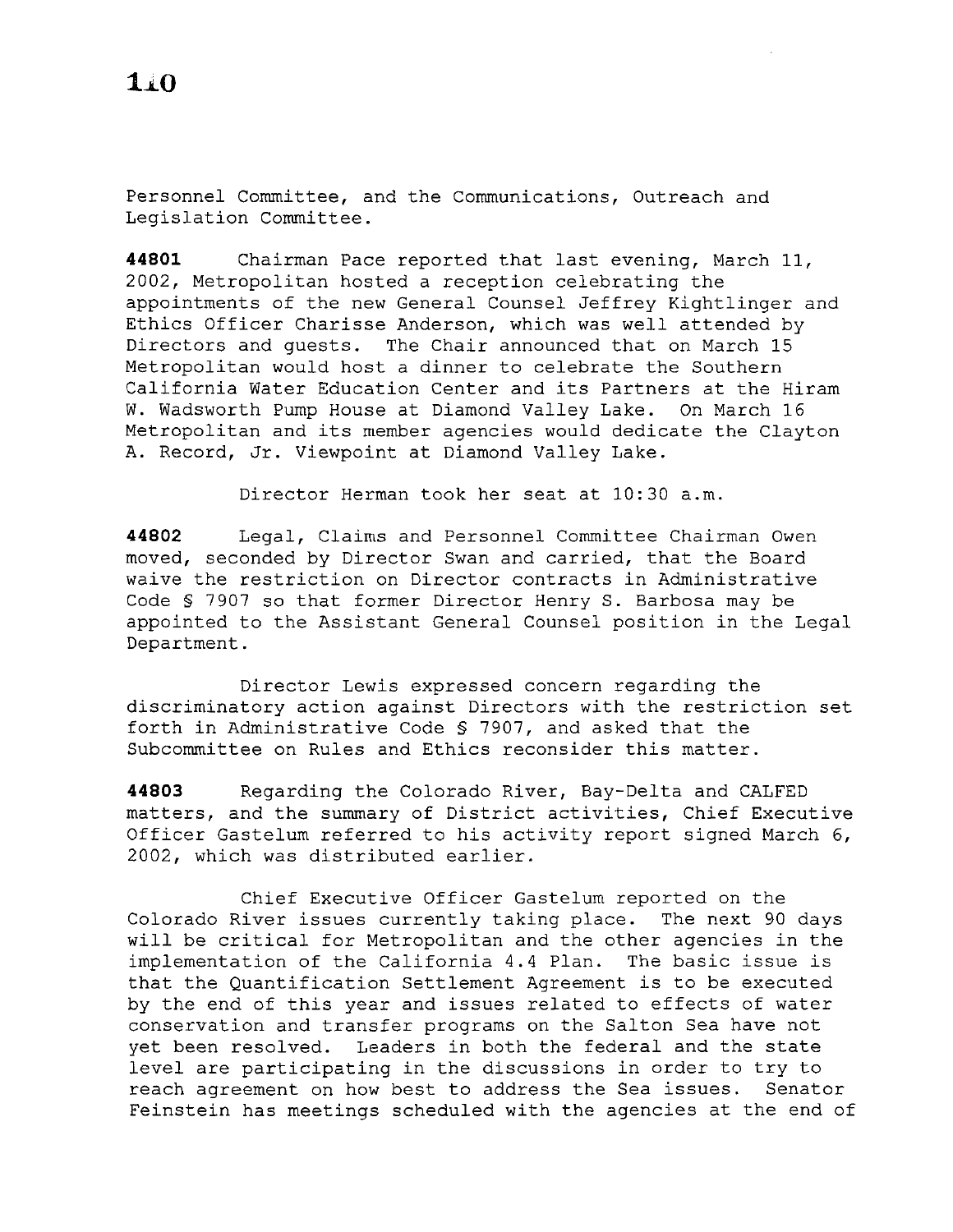Personnel Committee, and the Communications, Outreach and Legislation Committee.

**44801** Chairman Pace reported that last evening, March 11, 2002, Metropolitan hosted a reception celebrating the appointments of the new General Counsel Jeffrey Kightlinger and Ethics Officer Charisse Anderson, which was well attended by Directors and guests. The Chair announced that on March 15 Metropolitan would host a dinner to celebrate the Southern California Water Education Center and its Partners at the Hiram W. Wadsworth Pump House at Diamond Valley Lake. On March 16 Metropolitan and its member agencies would dedicate the Clayton A. Record, Jr. Viewpoint at Diamond Valley Lake.

Director Herman took her seat at 10:30 a.m.

**44802** Legal, Claims and Personnel Committee Chairman Owen moved, seconded by Director Swan and carried, that the Board waive the restriction on Director contracts in Administrative Code § 7907 so that former Director Henry S. Barbosa may be appointed to the Assistant General Counsel position in the Legal Department.

Director Lewis expressed concern regarding the discriminatory action against Directors with the restriction set forth in Administrative Code § 7907, and asked that the Subcommittee on Rules and Ethics reconsider this matter.

**44803** Regarding the Colorado River, Bay-Delta and CALFED matters, and the summary of District activities, Chief Executive Officer Gastelum referred to his activity report signed March 6, 2002, which was distributed earlier.

Chief Executive Officer Gastelum reported on the Colorado River issues currently taking place. The next 90 days will be critical for Metropolitan and the other agencies in the implementation of the California 4.4 Plan. The basic issue is that the Quantification Settlement Agreement is to be executed by the end of this year and issues related to effects of water conservation and transfer programs on the Salton Sea have not yet been resolved. Leaders in both the federal and the state level are participating in the discussions in order to try to reach agreement on how best to address the Sea issues. Senator Feinstein has meetings scheduled with the agencies at the end of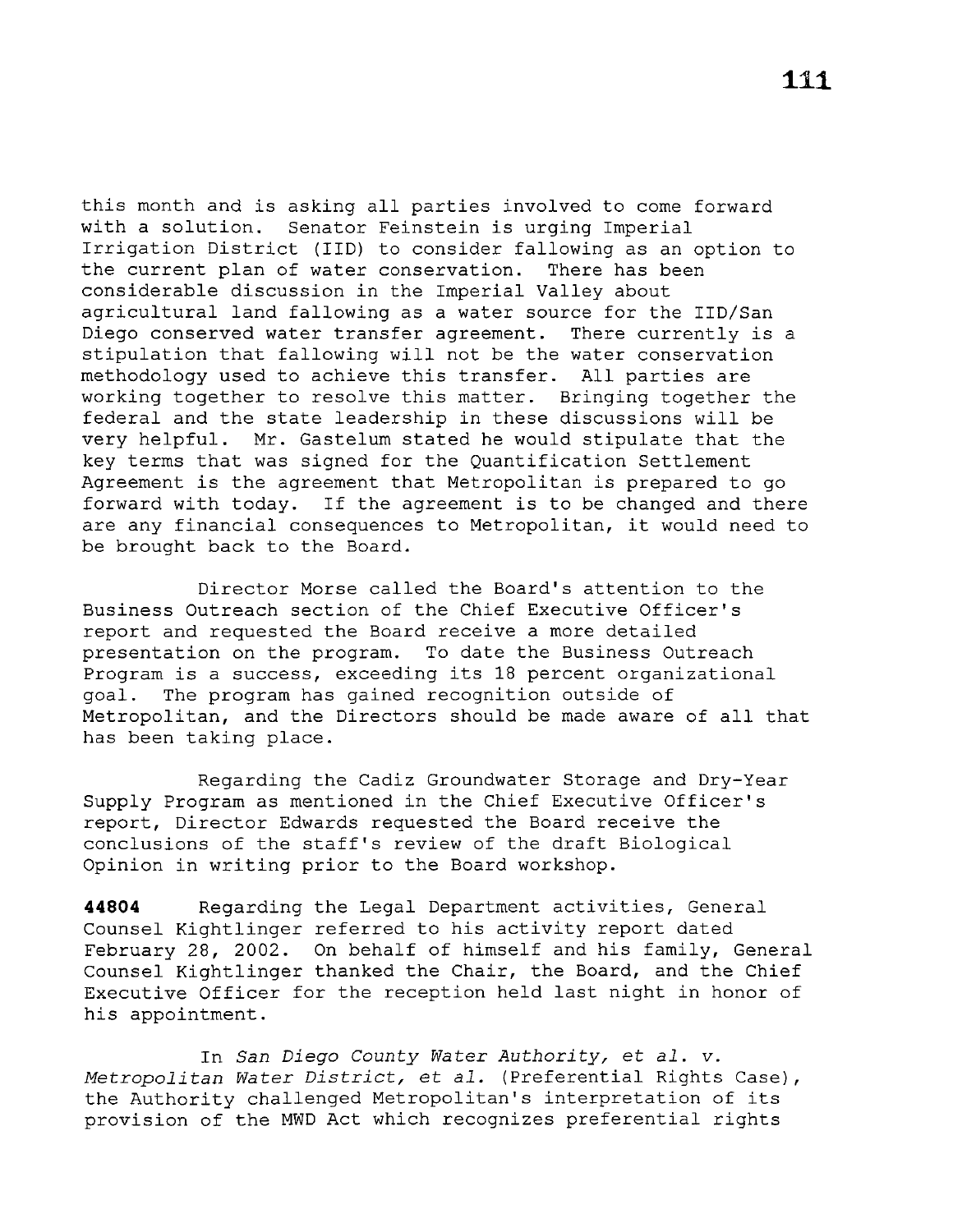this month and is asking all parties involved to come forward with a solution. Senator Feinstein is urging Imperial Irrigation District (IID) to consider fallowing as an option to the current plan of water conservation. There has been considerable discussion in the Imperial Valley about agricultural land fallowing as a water source for the IID/San Diego conserved water transfer agreement. There currently is a stipulation that fallowing will not be the water conservation methodology used to achieve this transfer. All parties are working together to resolve this matter. Bringing together the federal and the state leadership in these discussions will be very helpful. Mr. Gastelum stated he would stipulate that the key terms that was signed for the Quantification Settlement Agreement is the agreement that Metropolitan is prepared to go forward with today. If the agreement is to be changed and there are any financial consequences to Metropolitan, it would need to be brought back to the Board.

Director Morse called the Board's attention to the Business Outreach section of the Chief Executive Officer's report and requested the Board receive a more detailed presentation on the program. To date the Business Outreach Program is a success, exceeding its 18 percent organizational goal. The program has gained recognition outside of Metropolitan, and the Directors should be made aware of all that has been taking place.

Regarding the Cadiz Groundwater Storage and Dry-Year Supply Program as mentioned in the Chief Executive Officer's report, Director Edwards requested the Board receive the conclusions of the staff's review of the draft Biological Opinion in writing prior to the Board workshop.

**44804** Regarding the Legal Department activities, General Counsel Kightlinger referred to his activity report dated February 28, 2002. On behalf of himself and his family, General Counsel Kightlinger thanked the Chair, the Board, and the Chief Executive Officer for the reception held last night in honor of his appointment.

In *San Diego County Water Authority, et al. v. Metropolitan Water District, et al.* (Preferential Rights Case), the Authority challenged Metropolitan's interpretation of its provision of the MWD Act which recognizes preferential rights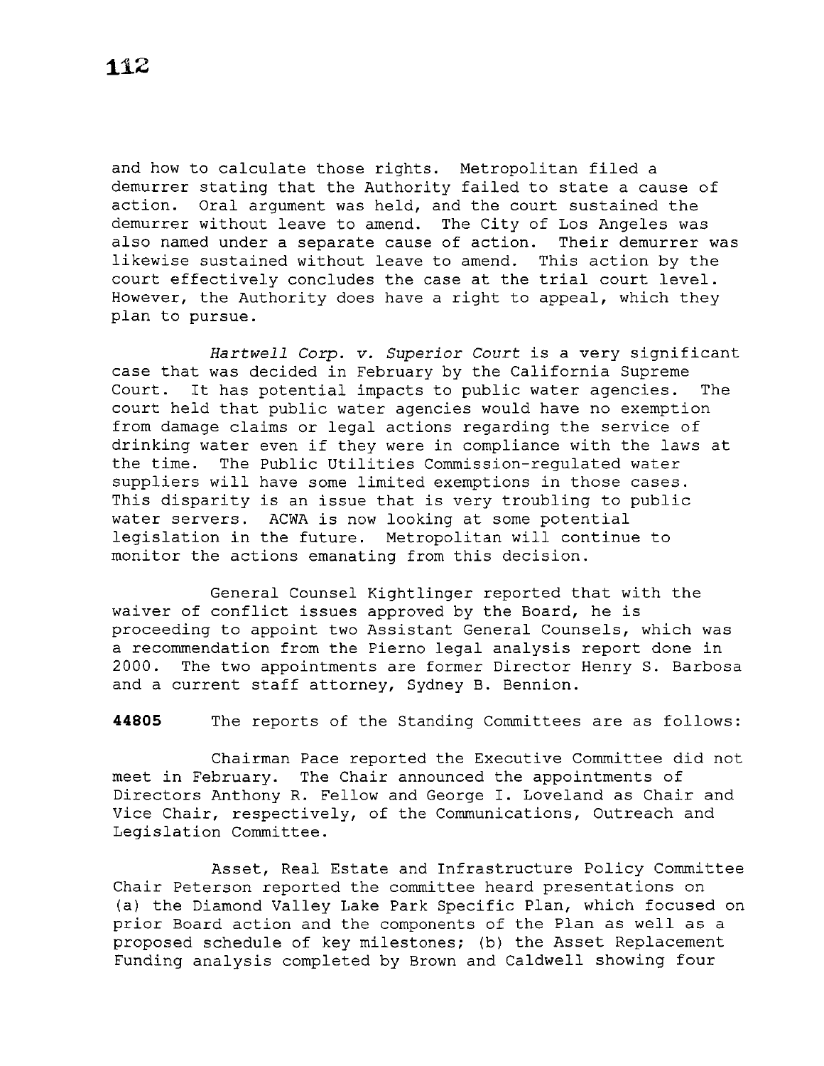and how to calculate those rights. Metropolitan filed a demurrer stating that the Authority failed to state a cause of action. Oral argument was held, and the court sustained the demurrer without leave to amend. The City of Los Angeles was also named under a separate cause of action. Their demurrer was likewise sustained without leave to amend. This action by the court effectively concludes the case at the trial court level. However, the Authority does have a right to appeal, which they plan to pursue.

*Hartwell Corp. v. Superior Court* is a very significant case that was decided in February by the California Supreme Court. It has potential impacts to public water agencies. The court held that public water agencies would have no exemption from damage claims or legal actions regarding the service of drinking water even if they were in compliance with the laws at the time. The Public Utilities Commission-regulated water suppliers will have some limited exemptions in those cases. This disparity is an issue that is very troubling to public water servers. ACWA is now looking at some potential legislation in the future. Metropolitan will continue to monitor the actions emanating from this decision.

General Counsel Kightlinger reported that with the waiver of conflict issues approved by the Board, he is proceeding to appoint two Assistant General Counsels, which was a recommendation from the Pierno legal analysis report done in 2000. The two appointments are former Director Henry S. Barbosa and a current staff attorney, Sydney B. Bennion.

**44805** The reports of the Standing Committees are as follows:

Chairman Pace reported the Executive Committee did not meet in February. The Chair announced the appointments of Directors Anthony R. Fellow and George I. Loveland as Chair and Vice Chair, respectively, of the Communications, Outreach and Legislation Committee.

Asset, Real Estate and Infrastructure Policy Committee Chair Peterson reported the committee heard presentations on (a) the Diamond Valley Lake Park Specific Plan, which focused on prior Board action and the components of the Plan as well as a proposed schedule of key milestones; (b) the Asset Replacement Funding analysis completed by Brown and Caldwell showing four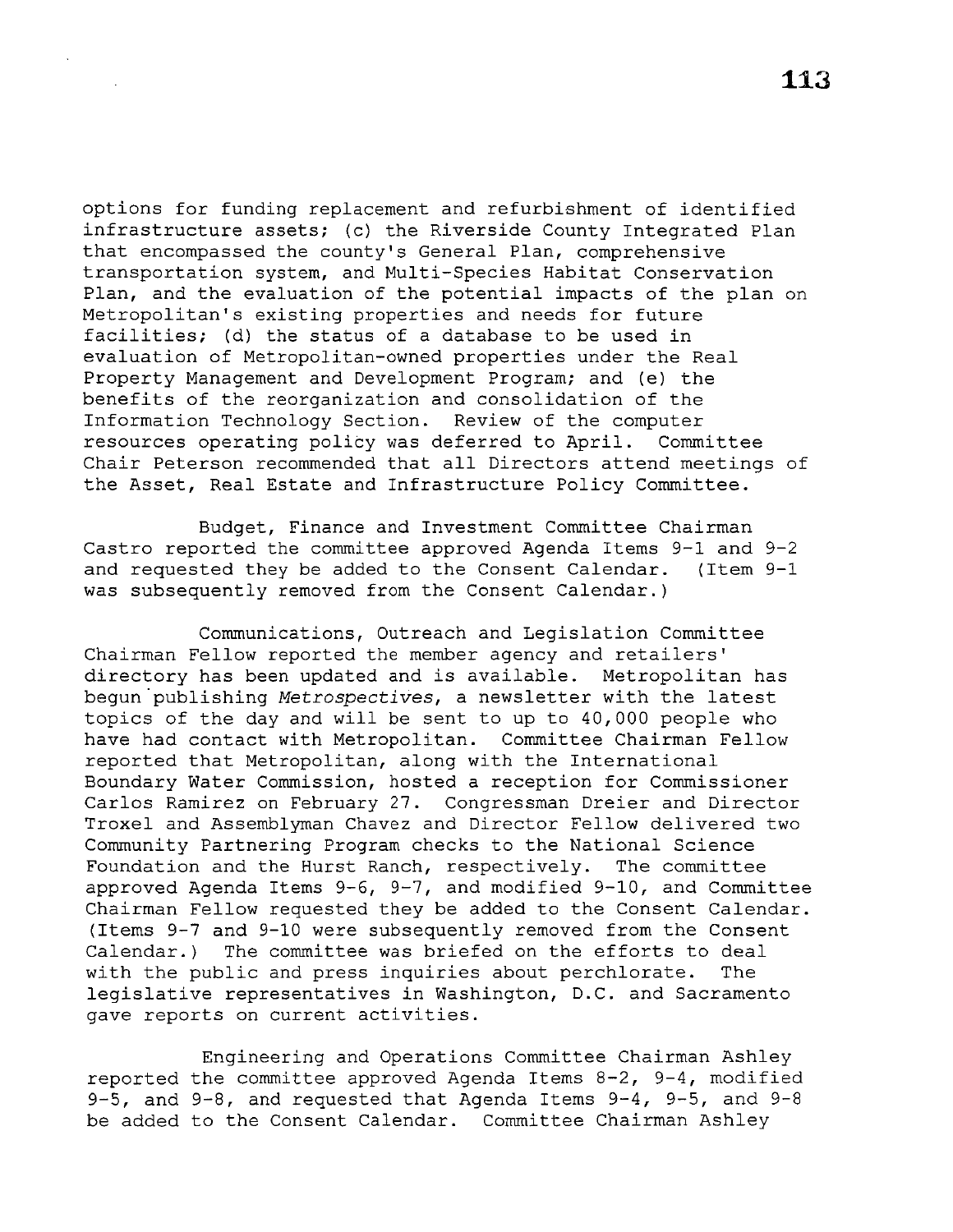options for funding replacement and refurbishment of identified infrastructure assets; (c) the Riverside County Integrated Plan that encompassed the county's General Plan, comprehensive transportation system, and Multi-Species Habitat Conservation Plan, and the evaluation of the potential impacts of the plan on Metropolitan's existing properties and needs for future facilities; (d) the status of a database to be used in evaluation of Metropolitan-owned properties under the Real Property Management and Development Program; and (e) the benefits of the reorganization and consolidation of the Information Technology Section. Review of the computer resources operating policy was deferred to April. Committee Chair Peterson recommended that all Directors attend meetings of the Asset, Real Estate and Infrastructure Policy Committee.

Budget, Finance and Investment Committee Chairman Castro reported the committee approved Agenda Items 9-1 and 9-2 and requested they be added to the Consent Calendar. (Item 9-1 was subsequently removed from the Consent Calendar.)

Communications, Outreach and Legislation Committee Chairman Fellow reported the member agency and retailers' directory has been updated and is available. Metropolitan has begun publishing *Metrospectives*, a newsletter with the latest topics of the day and will be sent to up to 40,000 people who have had contact with Metropolitan. Committee Chairman Fellow reported that Metropolitan, along with the International Boundary Water Commission, hosted a reception for Commissioner Carlos Ramirez on February 27. Congressman Dreier and Director Troxel and Assemblyman Chavez and Director Fellow delivered two Community Partnering Program checks to the National Science Foundation and the Hurst Ranch, respectively. The committee approved Agenda Items 9-6, 9-7, and modified 9-10, and Committee Chairman Fellow requested they be added to the Consent Calendar. (Items 9-7 and 9-10 were subsequently removed from the Consent Calendar.) The committee was briefed on the efforts to deal with the public and press inquiries about perchlorate. The legislative representatives in Washington, D.C. and Sacramento gave reports on current activities.

Engineering and Operations Committee Chairman Ashley reported the committee approved Agenda Items 8-2, 9-4, modified 9-5, and 9-8, and requested that Agenda Items 9-4, 9-5, and 9-8 be added to the Consent Calendar. Committee Chairman Ashley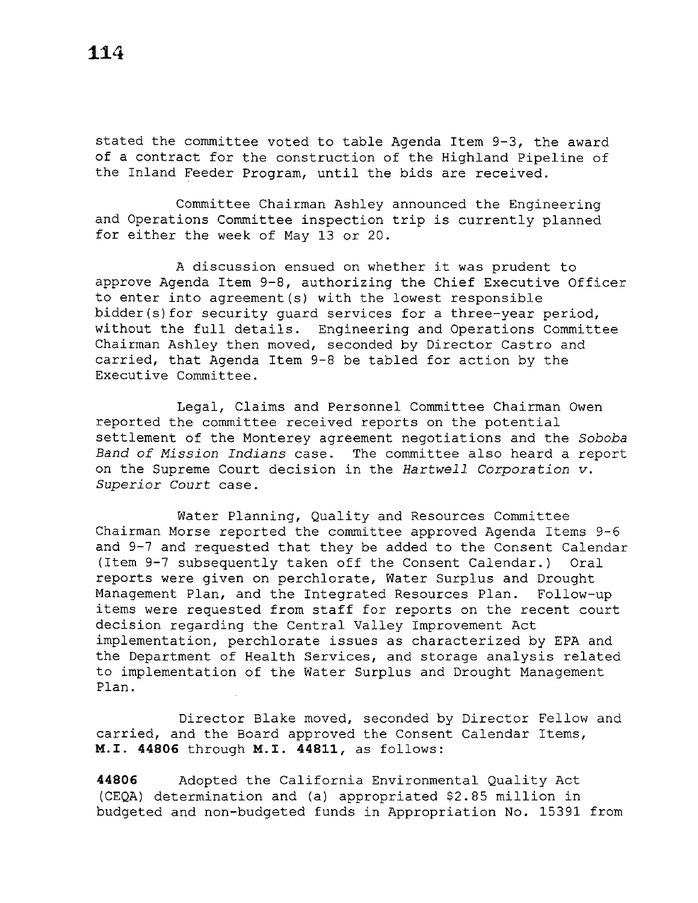stated the committee voted to table Agenda Item 9-3, the award of a contract for the construction of the Highland Pipeline of the Inland Feeder Program, until the bids are received.

Committee Chairman Ashley announced the Engineering and Operations Committee inspection trip is currently planned for either the week of May 13 or 20.

A discussion ensued on whether it was prudent to approve Agenda Item 9-8, authorizing the Chief Executive Officer to enter into agreement(s) with the lowest responsible bidder(s)for security guard services for a three-year period, without the full details. Engineering and Operations Committee Chairman Ashley then moved, seconded by Director Castro and carried, that Agenda Item 9-8 be tabled for action by the Executive Committee.

Legal, Claims and Personnel Committee Chairman Owen reported the committee received reports on the potential settlement of the Monterey agreement negotiations and the *Soboba Band of Mission Indians* case. The committee also heard a report on the Supreme Court decision in the *Hartwell Corporation v. Superior Court* case.

Water Planning, Quality and Resources Committee Chairman Morse reported the committee approved Agenda Items 9-6 and 9-7 and requested that they be added to the Consent Calendar (Item 9-7 subsequently taken off the Consent Calendar.) Oral reports were given on perchlorate, Water Surplus and Drought Management Plan, and the Integrated Resources Plan. Follow-up items were requested from staff for reports on the recent court decision regarding the Central Valley Improvement Act implementation, perchlorate issues as characterized by EPA and the Department of Health Services, and storage analysis related to implementation of the Water Surplus and Drought Management Plan.

Director Blake moved, seconded by Director Fellow and carried, and the Board approved the Consent Calendar Items, **M.I. 44806** through **M.I. 44811**, as follows:

**44806** Adopted the California Environmental Quality Act (CEQA) determination and (a) appropriated $2.85 million in budgeted and non-budgeted funds in Appropriation No. 15391 from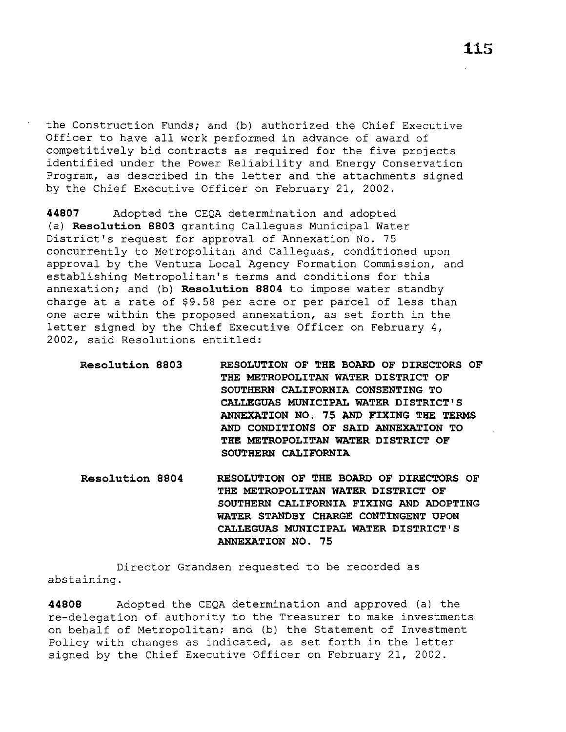the Construction Funds; and (b) authorized the Chief Executive Officer to have all work performed in advance of award of competitively bid contracts as required for the five projects identified under the Power Reliability and Energy Conservation Program, as described in the letter and the attachments signed by the Chief Executive Officer on February 21, 2002.

**44807** Adopted the CEQA determination and adopted (a) **Resolution 8803** granting Calleguas Municipal Water District's request for approval of Annexation No. 75 concurrently to Metropolitan and Calleguas, conditioned upon approval by the Ventura Local Agency Formation Commission, and establishing Metropolitan's terms and conditions for this annexation; and (b) **Resolution 8804** to impose water standby charge at a rate of $9.58 per acre or per parcel of less than one acre within the proposed annexation, as set forth in the letter signed by the Chief Executive Officer on February 4, 2002, said Resolutions entitled:

**Resolution 8803** **RESOLUTION OF THE BOARD OF DIRECTORS OF THE METROPOLITAN WATER DISTRICT OF SOUTHERN CALIFORNIA CONSENTING TO CALLEGUAS MUNICIPAL WATER DISTRICT'S ANNEXATION NO. 75 AND FIXING THE TERMS AND CONDITIONS OF SAID ANNEXATION TO THE METROPOLITAN WATER DISTRICT OF SOUTHERN CALIFORNIA**

**Resolution 8804** **RESOLUTION OF THE BOARD OF DIRECTORS OF THE METROPOLITAN WATER DISTRICT OF SOUTHERN CALIFORNIA FIXING AND ADOPTING WATER STANDBY CHARGE CONTINGENT UPON CALLEGUAS MUNICIPAL WATER DISTRICT'S ANNEXATION NO. 75**

Director Grandsen requested to be recorded as abstaining.

**44808** Adopted the CEQA determination and approved (a) the re-delegation of authority to the Treasurer to make investments on behalf of Metropolitan; and (b) the Statement of Investment Policy with changes as indicated, as set forth in the letter signed by the Chief Executive Officer on February 21, 2002.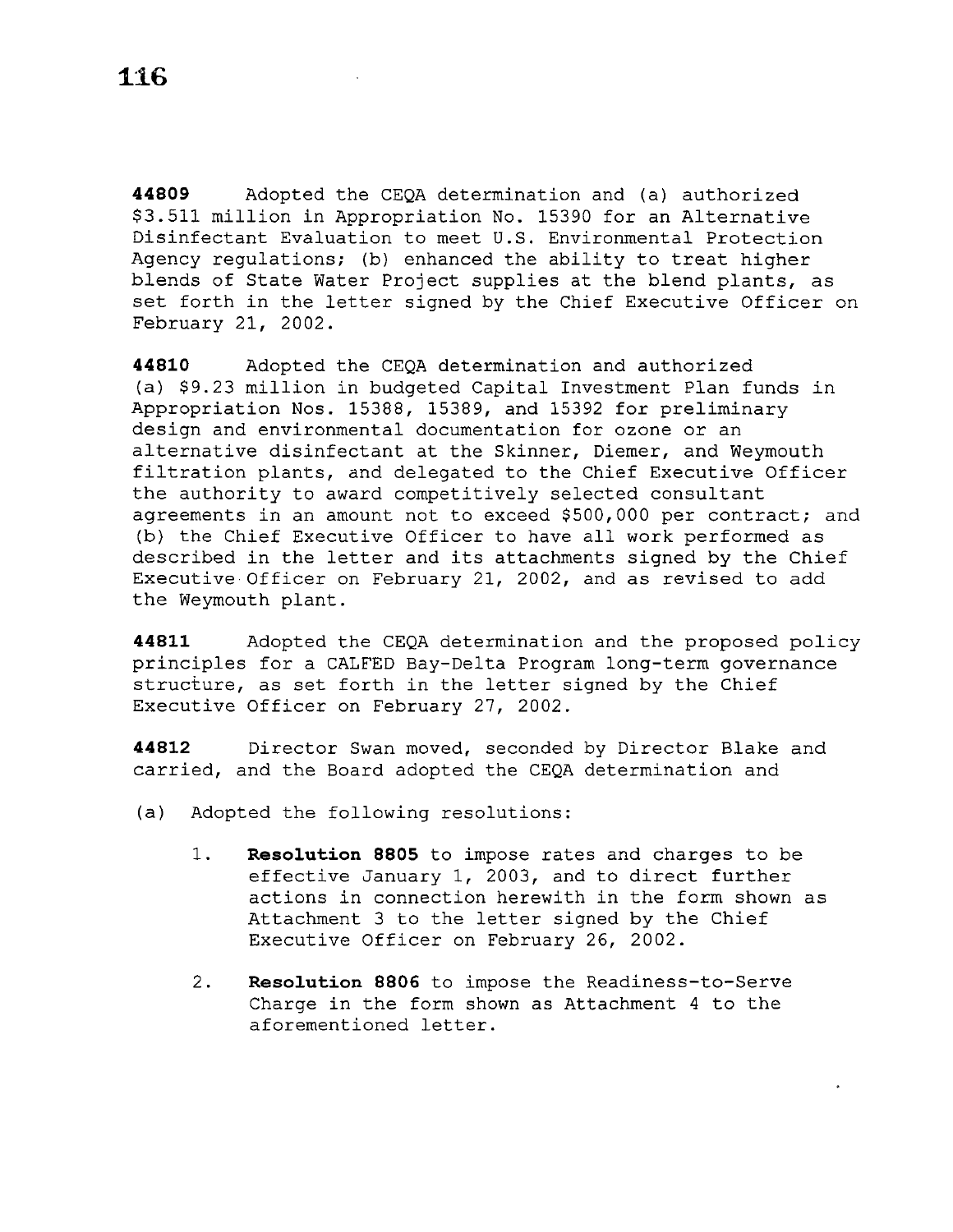**44809** Adopted the CEQA determination and (a) authorized $3.511 million in Appropriation No. 15390 for an Alternative Disinfectant Evaluation to meet U.S. Environmental Protection Agency regulations; (b) enhanced the ability to treat higher blends of State Water Project supplies at the blend plants, as set forth in the letter signed by the Chief Executive Officer on February 21, 2002.

**44810** Adopted the CEQA determination and authorized (a) $9.23 million in budgeted Capital Investment Plan funds in Appropriation Nos. 15388, 15389, and 15392 for preliminary design and environmental documentation for ozone or an alternative disinfectant at the Skinner, Diemer, and Weymouth filtration plants, and delegated to the Chief Executive Officer the authority to award competitively selected consultant agreements in an amount not to exceed $500,000 per contract; and (b) the Chief Executive Officer to have all work performed as described in the letter and its attachments signed by the Chief Executive Officer on February 21, 2002, and as revised to add the Weymouth plant.

**44811** Adopted the CEQA determination and the proposed policy principles for a CALFED Bay-Delta Program long-term governance structure, as set forth in the letter signed by the Chief Executive Officer on February 27, 2002.

**44812** Director Swan moved, seconded by Director Blake and carried, and the Board adopted the CEQA determination and

(a) Adopted the following resolutions:

1. **Resolution 8805** to impose rates and charges to be effective January 1, 2003, and to direct further actions in connection herewith in the form shown as Attachment 3 to the letter signed by the Chief Executive Officer on February 26, 2002.

2. **Resolution 8806** to impose the Readiness-to-Serve Charge in the form shown as Attachment 4 to the aforementioned letter.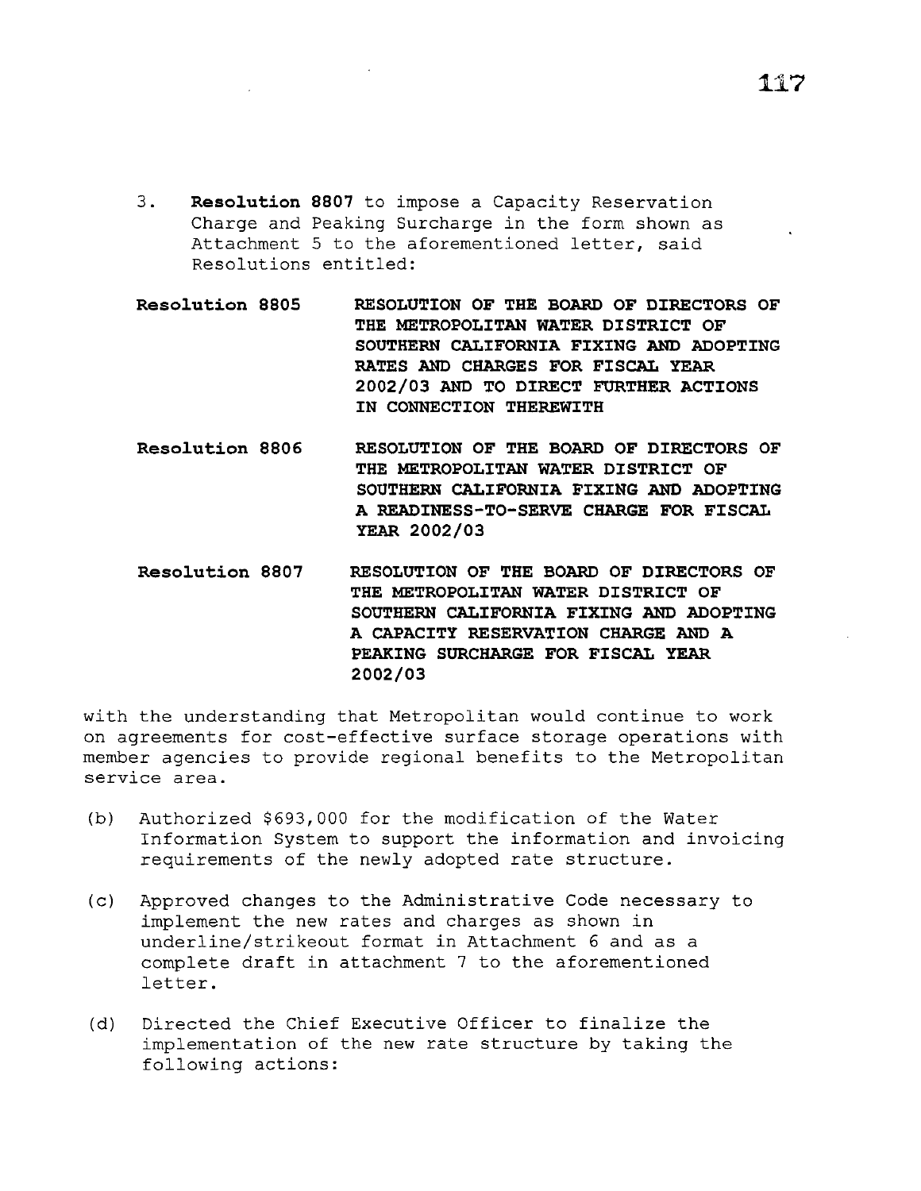3. **Resolution 8807** to impose a Capacity Reservation Charge and Peaking Surcharge in the form shown as Attachment 5 to the aforementioned letter, said Resolutions entitled:

**Resolution 8805** **RESOLUTION OF THE BOARD OF DIRECTORS OF THE METROPOLITAN WATER DISTRICT OF SOUTHERN CALIFORNIA FIXING AND ADOPTING RATES AND CHARGES FOR FISCAL YEAR 2002/03 AND TO DIRECT FURTHER ACTIONS IN CONNECTION THEREWITH**

**Resolution 8806** **RESOLUTION OF THE BOARD OF DIRECTORS OF THE METROPOLITAN WATER DISTRICT OF SOUTHERN CALIFORNIA FIXING AND ADOPTING A READINESS-TO-SERVE CHARGE FOR FISCAL YEAR 2002/03**

**Resolution 8807** **RESOLUTION OF THE BOARD OF DIRECTORS OF THE METROPOLITAN WATER DISTRICT OF SOUTHERN CALIFORNIA FIXING AND ADOPTING A CAPACITY RESERVATION CHARGE AND A PEAKING SURCHARGE FOR FISCAL YEAR 2002/03**

with the understanding that Metropolitan would continue to work on agreements for cost-effective surface storage operations with member agencies to provide regional benefits to the Metropolitan service area.

(b) Authorized $693,000 for the modification of the Water Information System to support the information and invoicing requirements of the newly adopted rate structure.

(c) Approved changes to the Administrative Code necessary to implement the new rates and charges as shown in underline/strikeout format in Attachment 6 and as a complete draft in attachment 7 to the aforementioned letter.

(d) Directed the Chief Executive Officer to finalize the implementation of the new rate structure by taking the following actions: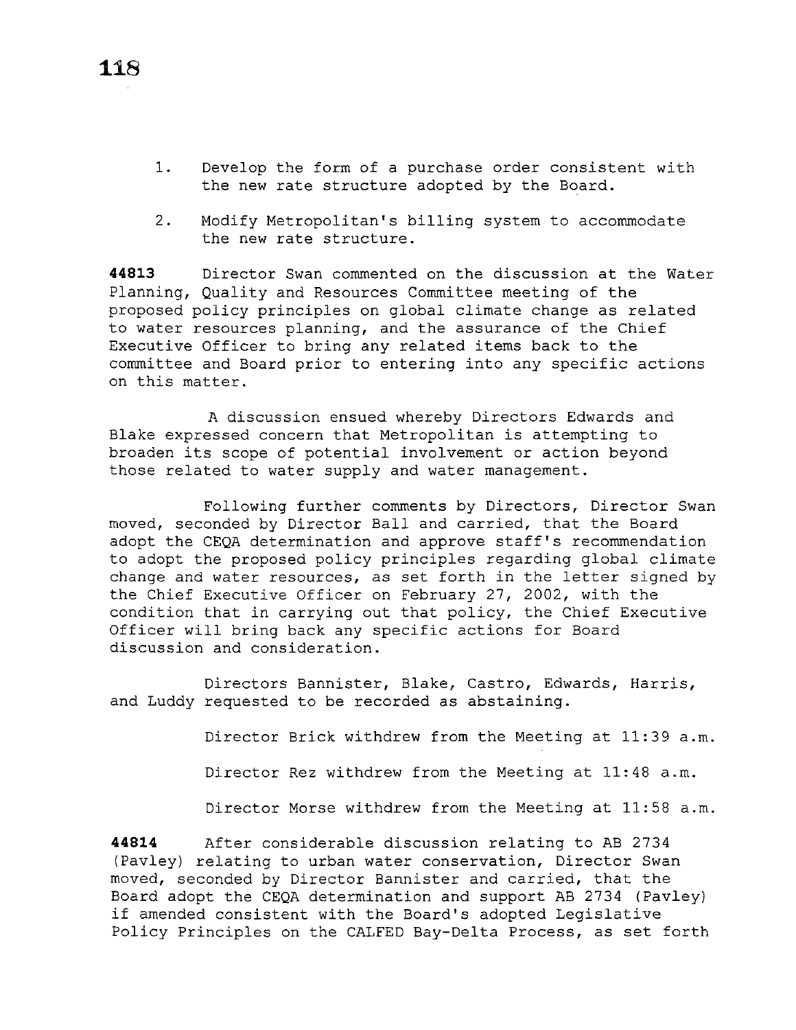1. Develop the form of a purchase order consistent with the new rate structure adopted by the Board.

2. Modify Metropolitan's billing system to accommodate the new rate structure.

**44813** Director Swan commented on the discussion at the Water Planning, Quality and Resources Committee meeting of the proposed policy principles on global climate change as related to water resources planning, and the assurance of the Chief Executive Officer to bring any related items back to the committee and Board prior to entering into any specific actions on this matter.

A discussion ensued whereby Directors Edwards and Blake expressed concern that Metropolitan is attempting to broaden its scope of potential involvement or action beyond those related to water supply and water management.

Following further comments by Directors, Director Swan moved, seconded by Director Ball and carried, that the Board adopt the CEQA determination and approve staff's recommendation to adopt the proposed policy principles regarding global climate change and water resources, as set forth in the letter signed by the Chief Executive Officer on February 27, 2002, with the condition that in carrying out that policy, the Chief Executive Officer will bring back any specific actions for Board discussion and consideration.

Directors Bannister, Blake, Castro, Edwards, Harris, and Luddy requested to be recorded as abstaining.

Director Brick withdrew from the Meeting at 11:39 a.m.

Director Rez withdrew from the Meeting at 11:48 a.m.

Director Morse withdrew from the Meeting at 11:58 a.m.

**44814** After considerable discussion relating to AB 2734 (Pavley) relating to urban water conservation, Director Swan moved, seconded by Director Bannister and carried, that the Board adopt the CEQA determination and support AB 2734 (Pavley) if amended consistent with the Board's adopted Legislative Policy Principles on the CALFED Bay-Delta Process, as set forth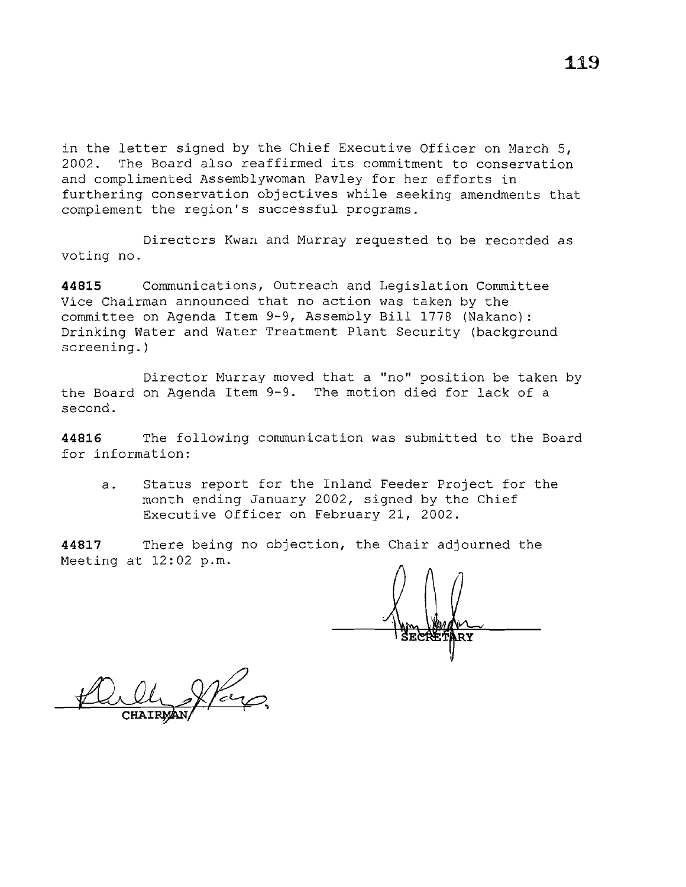in the letter signed by the Chief Executive Officer on March 5, 2002. The Board also reaffirmed its commitment to conservation and complimented Assemblywoman Pavley for her efforts in furthering conservation objectives while seeking amendments that complement the region's successful programs.

Directors Kwan and Murray requested to be recorded as voting no.

**44815** Communications, Outreach and Legislation Committee Vice Chairman announced that no action was taken by the committee on Agenda Item 9-9, Assembly Bill 1778 (Nakano): Drinking Water and Water Treatment Plant Security (background screening.)

Director Murray moved that a "no" position be taken by the Board on Agenda Item 9-9. The motion died for lack of a second.

**44816** The following communication was submitted to the Board for information:

a. Status report for the Inland Feeder Project for the month ending January 2002, signed by the Chief Executive Officer on February 21, 2002.

**44817** There being no objection, the Chair adjourned the Meeting at 12:02 p.m.

SECRETARY

CHAIRMAN